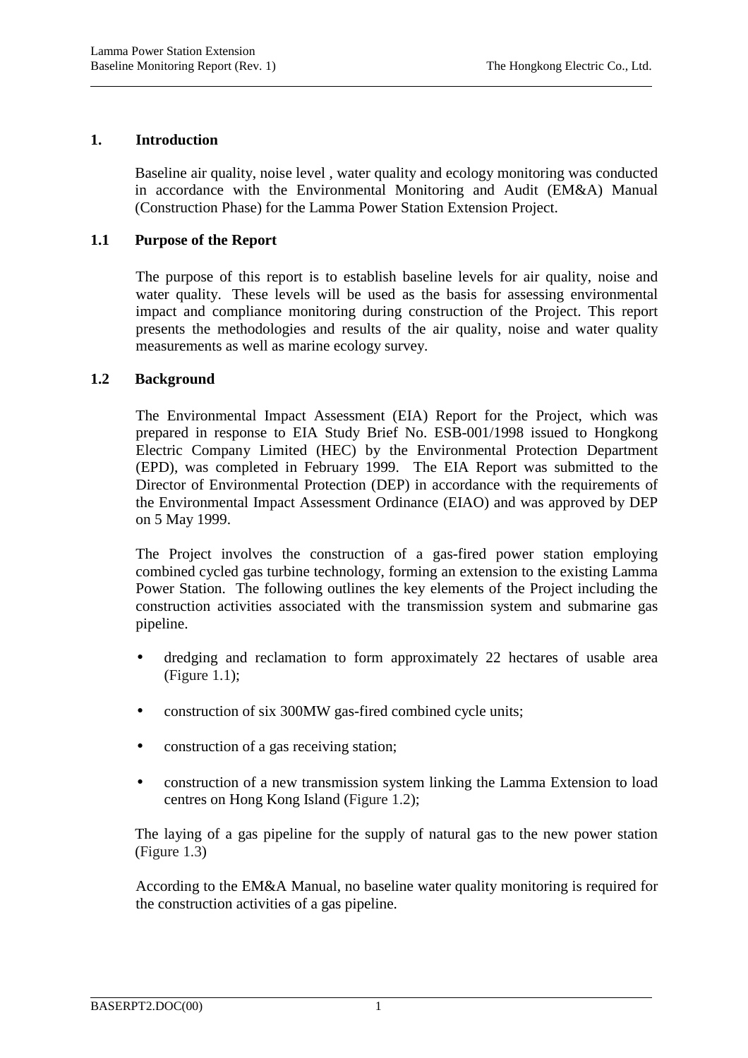# 1. Introduction

Baseline air quality, noise level , water quality and ecology monitoring was conducted in accordance with the Environmental Monitoring and Audit (EM&A) Manual (Construction Phase) for the Lamma Power Station Extension Project.

## 1.1 Purpose of the Report

The purpose of this report is to establish baseline levels for air quality, noise and water quality. These levels will be used as the basis for assessing environmental impact and compliance monitoring during construction of the Project. This report presents the methodologies and results of the air quality, noise and water quality measurements as well as marine ecology survey.

## 1.2 Background

The Environmental Impact Assessment (EIA) Report for the Project, which was prepared in response to EIA Study Brief No. ESB-001/1998 issued to Hongkong Electric Company Limited (HEC) by the Environmental Protection Department (EPD), was completed in February 1999. The EIA Report was submitted to the Director of Environmental Protection (DEP) in accordance with the requirements of the Environmental Impact Assessment Ordinance (EIAO) and was approved by DEP on 5 May 1999.

The Project involves the construction of a gas-fired power station employing combined cycled gas turbine technology, forming an extension to the existing Lamma Power Station. The following outlines the key elements of the Project including the construction activities associated with the transmission system and submarine gas pipeline.

- dredging and reclamation to form approximately 22 hectares of usable area (Figure 1.1);
- construction of six 300MW gas-fired combined cycle units;
- construction of a gas receiving station;
- construction of a new transmission system linking the Lamma Extension to load centres on Hong Kong Island (Figure 1.2);

The laying of a gas pipeline for the supply of natural gas to the new power station (Figure 1.3)

According to the EM&A Manual, no baseline water quality monitoring is required for the construction activities of a gas pipeline.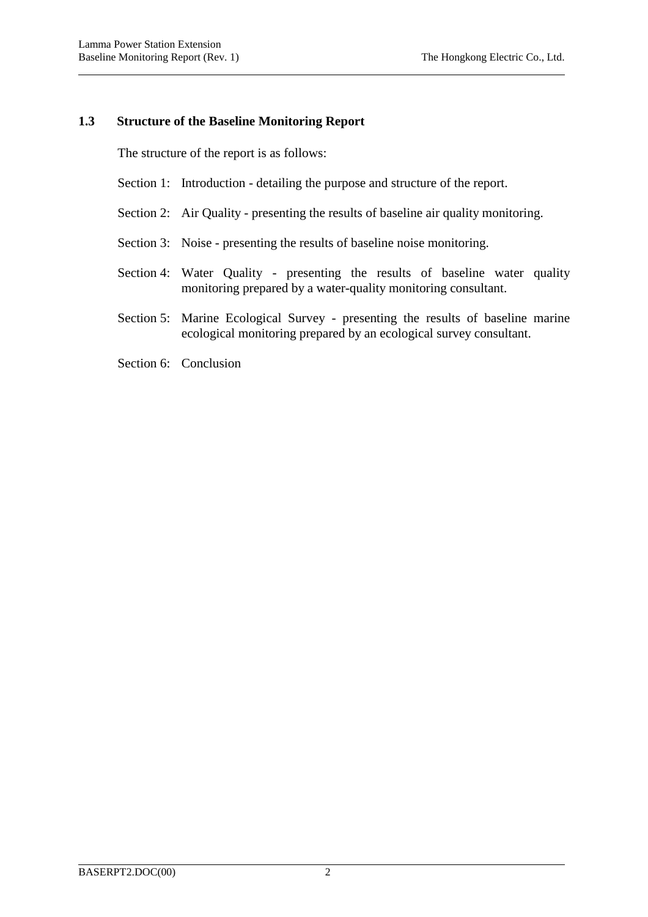### 1.3 Structure of the Baseline Monitoring Report

The structure of the report is as follows:

Section 1: Introduction - detailing the purpose and structure of the report.

Section 2: Air Quality - presenting the results of baseline air quality monitoring.

Section 3: Noise - presenting the results of baseline noise monitoring.

Section 4: Water Quality - presenting the results of baseline water quality monitoring prepared by a water-quality monitoring consultant.

Section 5: Marine Ecological Survey - presenting the results of baseline marine ecological monitoring prepared by an ecological survey consultant.

Section 6: Conclusion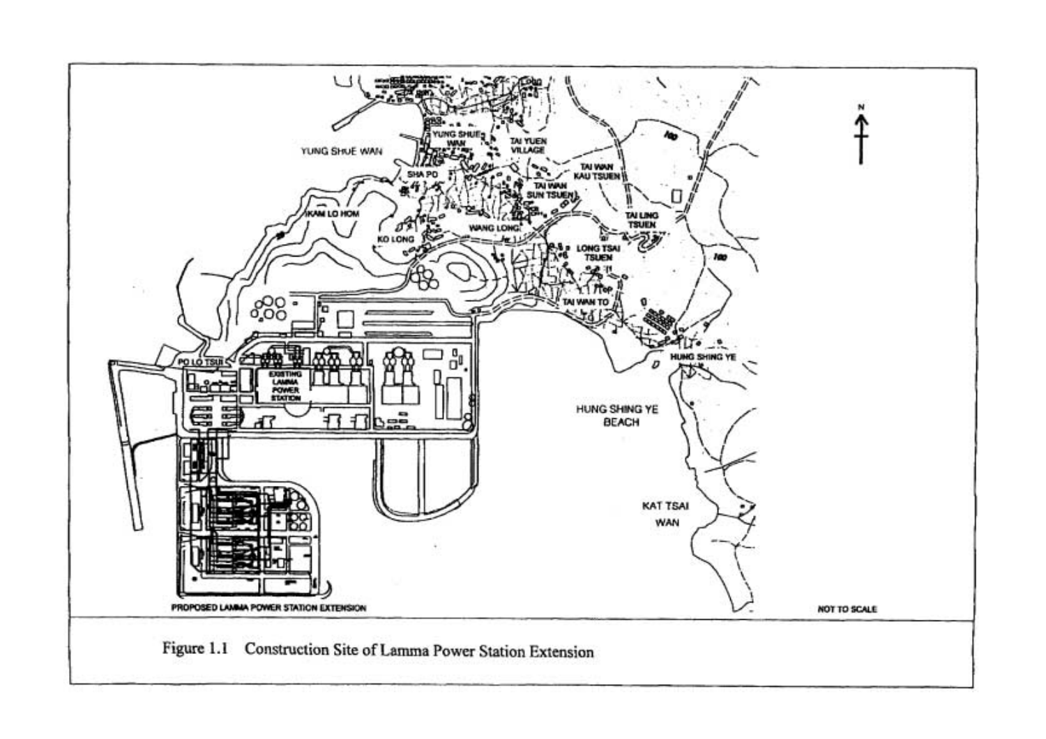Figure 1.1 Construction Site of Lamma Power Station Extension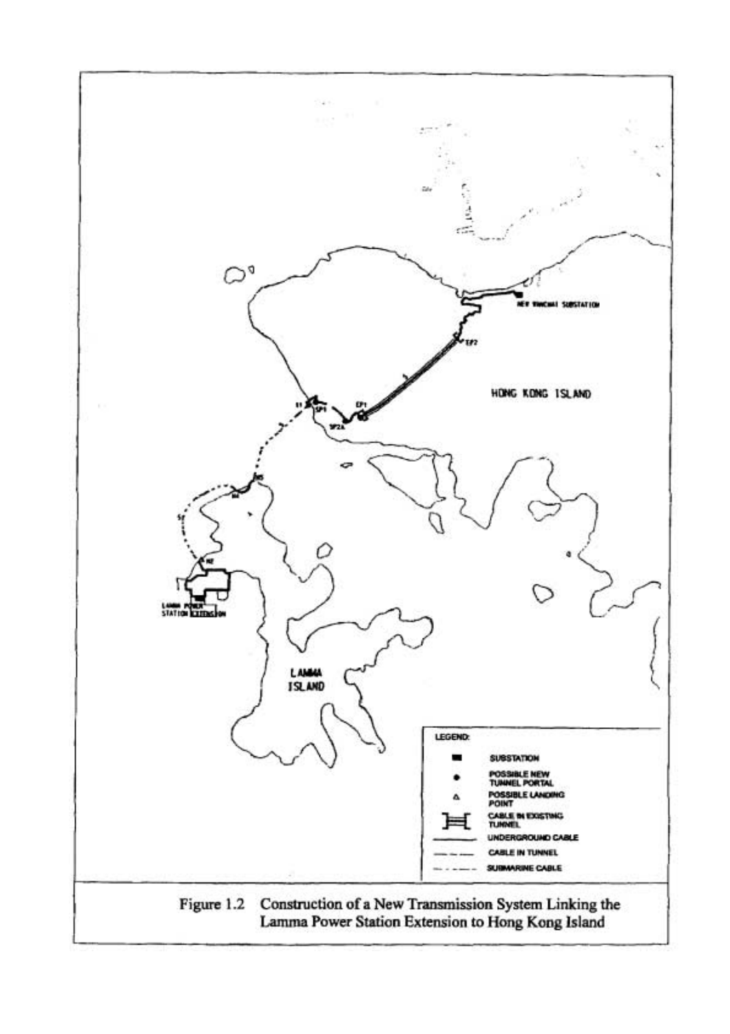Figure 1.2 Construction of a New Transmission System Linking the Lamma Power Station Extension to Hong Kong Island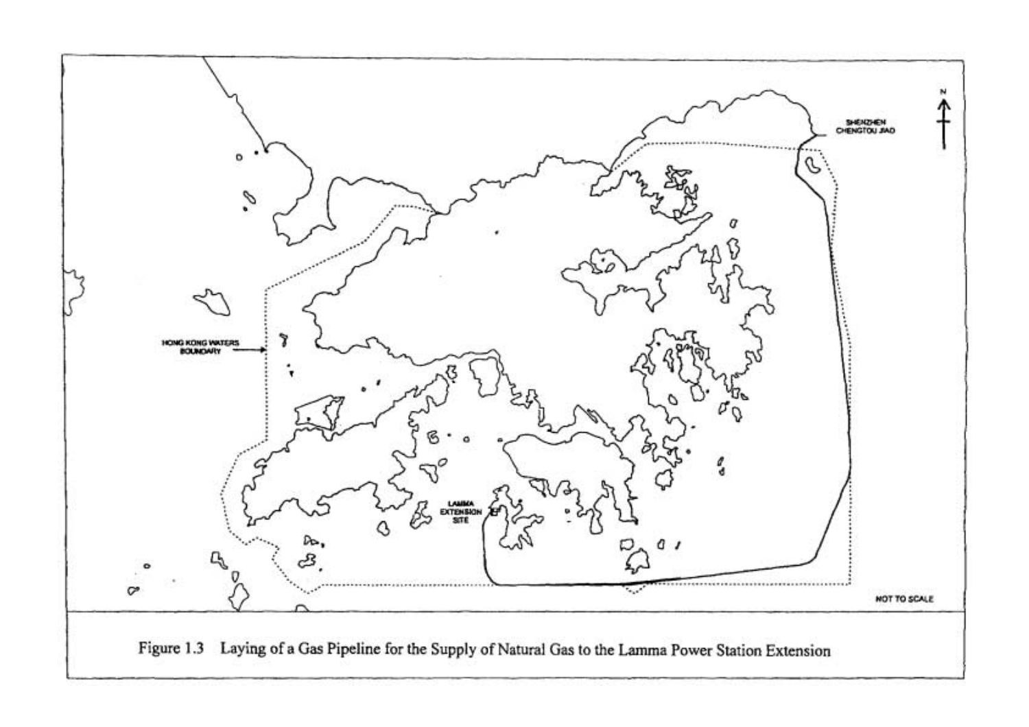SHENZHEN CHENGTOU JIAO

N

HONG KONG WATERS BOUNDARY

LAMMA EXTENSION SITE

NOT TO SCALE

Figure 1.3 Laying of a Gas Pipeline for the Supply of Natural Gas to the Lamma Power Station Extension